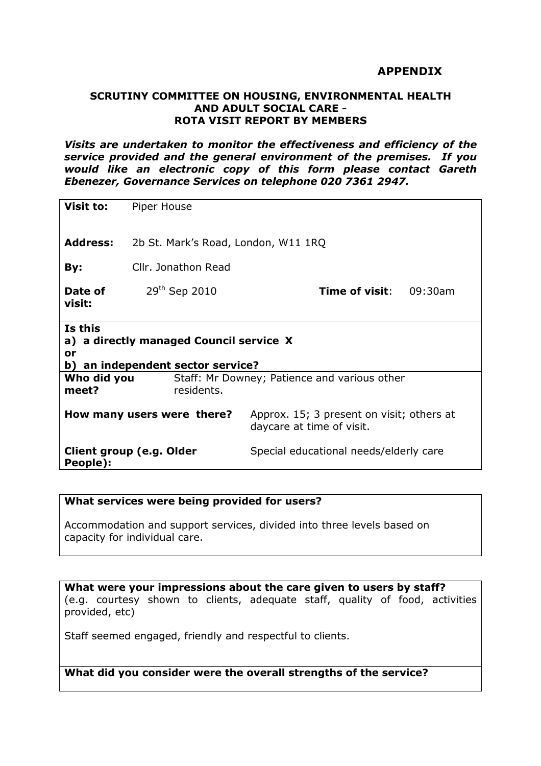**APPENDIX**

**SCRUTINY COMMITTEE ON HOUSING, ENVIRONMENTAL HEALTH AND ADULT SOCIAL CARE - ROTA VISIT REPORT BY MEMBERS**

***Visits are undertaken to monitor the effectiveness and efficiency of the service provided and the general environment of the premises. If you would like an electronic copy of this form please contact Gareth Ebenezer, Governance Services on telephone 020 7361 2947.***

| | | | |
|---|---|---|---|
| **Visit to:** | Piper House | | |
| **Address:** | 2b St. Mark's Road, London, W11 1RQ | | |
| **By:** | Cllr. Jonathon Read | | |
| **Date of visit:** | 29th Sep 2010 | **Time of visit**: | 09:30am |

**Is this**
**a) a directly managed Council service X**
**or**
**b) an independent sector service?**

| | |
|---|---|
| **Who did you meet?** | Staff: Mr Downey; Patience and various other residents. |
| **How many users were there?** | Approx. 15; 3 present on visit; others at daycare at time of visit. |
| **Client group (e.g. Older People):** | Special educational needs/elderly care |

**What services were being provided for users?**

Accommodation and support services, divided into three levels based on capacity for individual care.

**What were your impressions about the care given to users by staff?**
(e.g. courtesy shown to clients, adequate staff, quality of food, activities provided, etc)

Staff seemed engaged, friendly and respectful to clients.

**What did you consider were the overall strengths of the service?**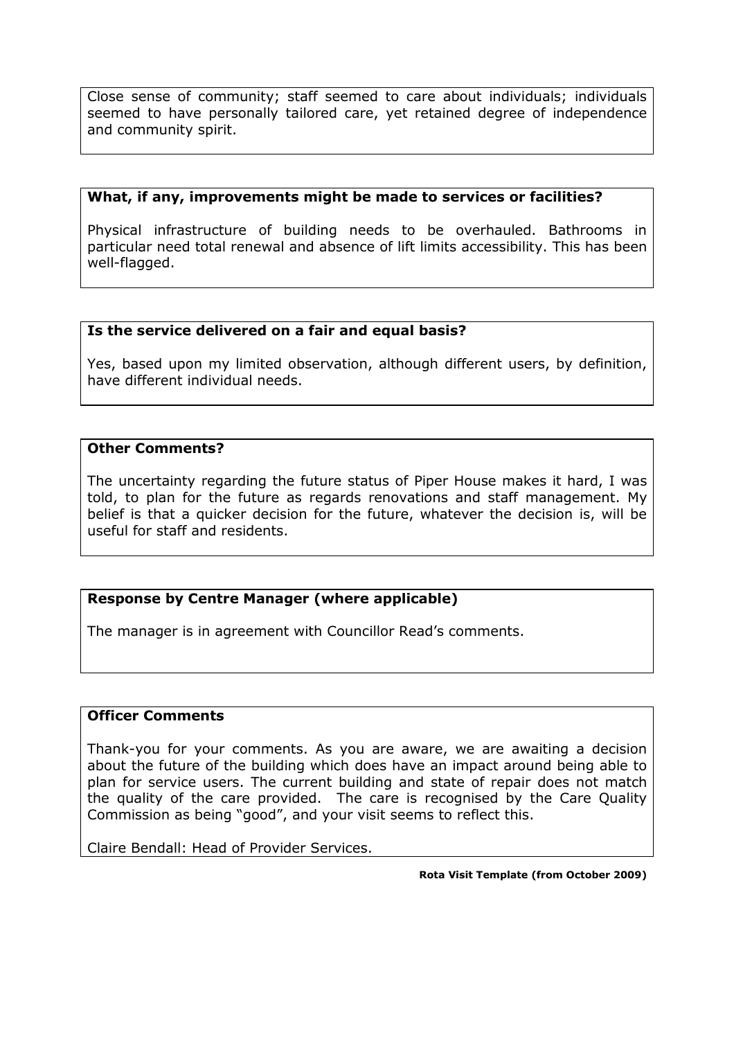Close sense of community; staff seemed to care about individuals; individuals seemed to have personally tailored care, yet retained degree of independence and community spirit.

**What, if any, improvements might be made to services or facilities?**

Physical infrastructure of building needs to be overhauled. Bathrooms in particular need total renewal and absence of lift limits accessibility. This has been well-flagged.

**Is the service delivered on a fair and equal basis?**

Yes, based upon my limited observation, although different users, by definition, have different individual needs.

**Other Comments?**

The uncertainty regarding the future status of Piper House makes it hard, I was told, to plan for the future as regards renovations and staff management. My belief is that a quicker decision for the future, whatever the decision is, will be useful for staff and residents.

**Response by Centre Manager (where applicable)**

The manager is in agreement with Councillor Read's comments.

**Officer Comments**

Thank-you for your comments. As you are aware, we are awaiting a decision about the future of the building which does have an impact around being able to plan for service users. The current building and state of repair does not match the quality of the care provided. The care is recognised by the Care Quality Commission as being "good", and your visit seems to reflect this.

Claire Bendall: Head of Provider Services.

**Rota Visit Template (from October 2009)**